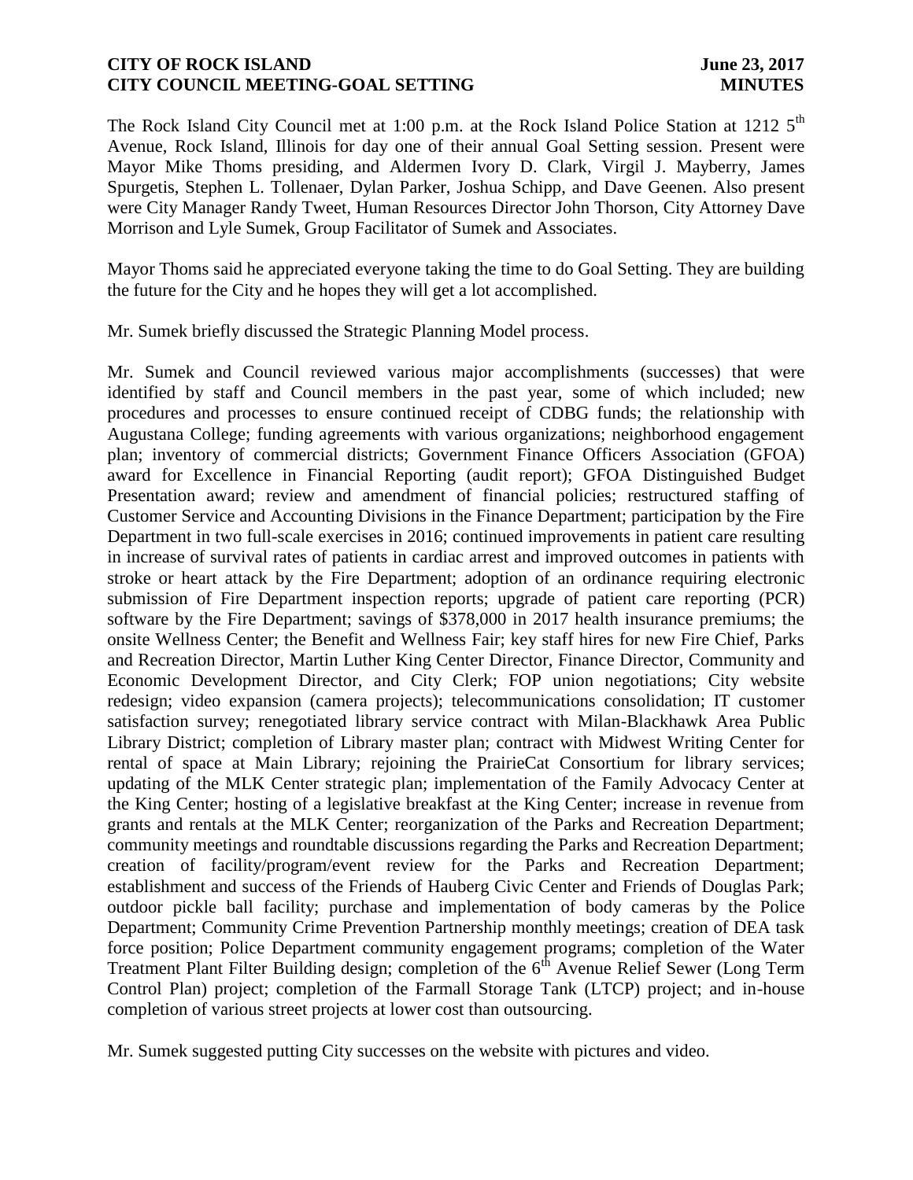The Rock Island City Council met at 1:00 p.m. at the Rock Island Police Station at 1212 5th Avenue, Rock Island, Illinois for day one of their annual Goal Setting session. Present were Mayor Mike Thoms presiding, and Aldermen Ivory D. Clark, Virgil J. Mayberry, James Spurgetis, Stephen L. Tollenaer, Dylan Parker, Joshua Schipp, and Dave Geenen. Also present were City Manager Randy Tweet, Human Resources Director John Thorson, City Attorney Dave Morrison and Lyle Sumek, Group Facilitator of Sumek and Associates.

Mayor Thoms said he appreciated everyone taking the time to do Goal Setting. They are building the future for the City and he hopes they will get a lot accomplished.

Mr. Sumek briefly discussed the Strategic Planning Model process.

Mr. Sumek and Council reviewed various major accomplishments (successes) that were identified by staff and Council members in the past year, some of which included; new procedures and processes to ensure continued receipt of CDBG funds; the relationship with Augustana College; funding agreements with various organizations; neighborhood engagement plan; inventory of commercial districts; Government Finance Officers Association (GFOA) award for Excellence in Financial Reporting (audit report); GFOA Distinguished Budget Presentation award; review and amendment of financial policies; restructured staffing of Customer Service and Accounting Divisions in the Finance Department; participation by the Fire Department in two full-scale exercises in 2016; continued improvements in patient care resulting in increase of survival rates of patients in cardiac arrest and improved outcomes in patients with stroke or heart attack by the Fire Department; adoption of an ordinance requiring electronic submission of Fire Department inspection reports; upgrade of patient care reporting (PCR) software by the Fire Department; savings of $378,000 in 2017 health insurance premiums; the onsite Wellness Center; the Benefit and Wellness Fair; key staff hires for new Fire Chief, Parks and Recreation Director, Martin Luther King Center Director, Finance Director, Community and Economic Development Director, and City Clerk; FOP union negotiations; City website redesign; video expansion (camera projects); telecommunications consolidation; IT customer satisfaction survey; renegotiated library service contract with Milan-Blackhawk Area Public Library District; completion of Library master plan; contract with Midwest Writing Center for rental of space at Main Library; rejoining the PrairieCat Consortium for library services; updating of the MLK Center strategic plan; implementation of the Family Advocacy Center at the King Center; hosting of a legislative breakfast at the King Center; increase in revenue from grants and rentals at the MLK Center; reorganization of the Parks and Recreation Department; community meetings and roundtable discussions regarding the Parks and Recreation Department; creation of facility/program/event review for the Parks and Recreation Department; establishment and success of the Friends of Hauberg Civic Center and Friends of Douglas Park; outdoor pickle ball facility; purchase and implementation of body cameras by the Police Department; Community Crime Prevention Partnership monthly meetings; creation of DEA task force position; Police Department community engagement programs; completion of the Water Treatment Plant Filter Building design; completion of the 6th Avenue Relief Sewer (Long Term Control Plan) project; completion of the Farmall Storage Tank (LTCP) project; and in-house completion of various street projects at lower cost than outsourcing.

Mr. Sumek suggested putting City successes on the website with pictures and video.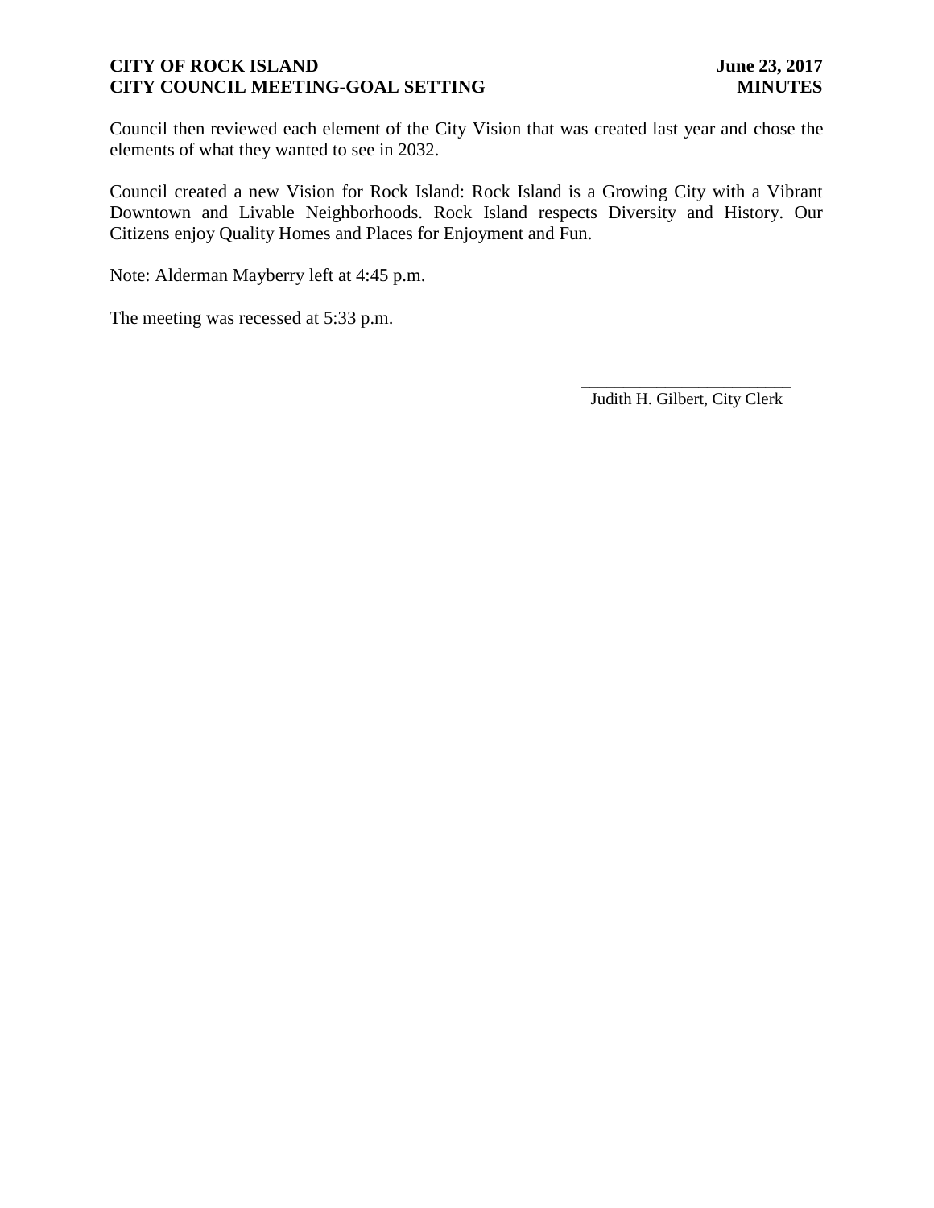Council then reviewed each element of the City Vision that was created last year and chose the elements of what they wanted to see in 2032.

Council created a new Vision for Rock Island: Rock Island is a Growing City with a Vibrant Downtown and Livable Neighborhoods. Rock Island respects Diversity and History. Our Citizens enjoy Quality Homes and Places for Enjoyment and Fun.

Note: Alderman Mayberry left at 4:45 p.m.

The meeting was recessed at 5:33 p.m.

\_\_\_\_\_\_\_\_\_\_\_\_\_\_\_\_\_\_\_\_\_\_\_\_\_

Judith H. Gilbert, City Clerk